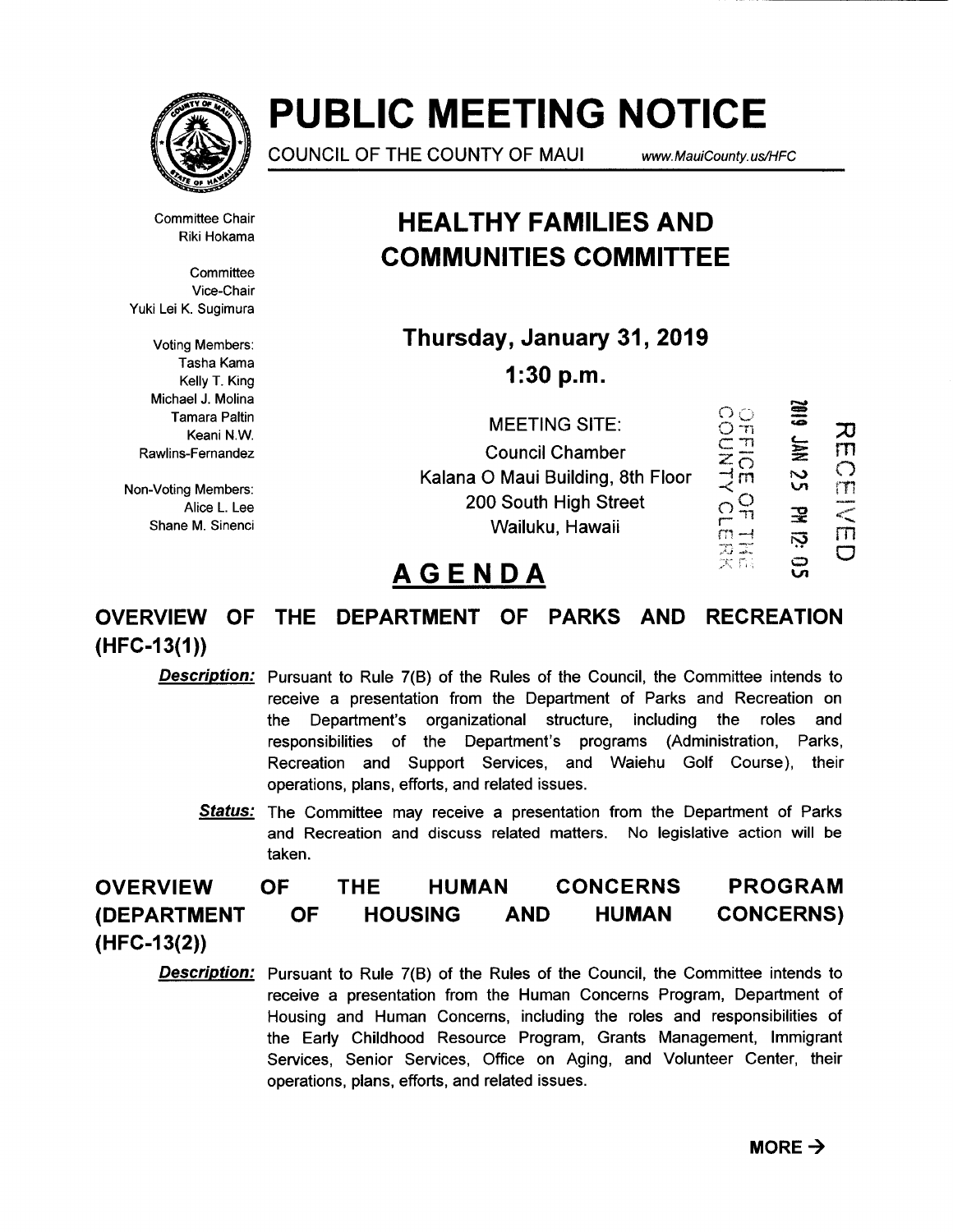# PUBLIC MEETING NOTICE

COUNCIL OF THE COUNTY OF MAUI www.MauiCounty.us/HFC

Committee Chair
Riki Hokama

Committee Vice-Chair
Yuki Lei K. Sugimura

Voting Members:
Tasha Kama
Kelly T. King
Michael J. Molina
Tamara Paltin
Keani N.W. Rawlins-Fernandez

Non-Voting Members:
Alice L. Lee
Shane M. Sinenci

## HEALTHY FAMILIES AND COMMUNITIES COMMITTEE

### Thursday, January 31, 2019

### 1:30 p.m.

MEETING SITE:
Council Chamber
Kalana O Maui Building, 8th Floor
200 South High Street
Wailuku, Hawaii

OFFICE OF THE COUNTY CLERK

2019 JAN 25 PM 12: 05

RECEIVED

## AGENDA

### OVERVIEW OF THE DEPARTMENT OF PARKS AND RECREATION (HFC-13(1))

***Description:*** Pursuant to Rule 7(B) of the Rules of the Council, the Committee intends to receive a presentation from the Department of Parks and Recreation on the Department's organizational structure, including the roles and responsibilities of the Department's programs (Administration, Parks, Recreation and Support Services, and Waiehu Golf Course), their operations, plans, efforts, and related issues.

***Status:*** The Committee may receive a presentation from the Department of Parks and Recreation and discuss related matters. No legislative action will be taken.

### OVERVIEW OF THE HUMAN CONCERNS PROGRAM (DEPARTMENT OF HOUSING AND HUMAN CONCERNS) (HFC-13(2))

***Description:*** Pursuant to Rule 7(B) of the Rules of the Council, the Committee intends to receive a presentation from the Human Concerns Program, Department of Housing and Human Concerns, including the roles and responsibilities of the Early Childhood Resource Program, Grants Management, Immigrant Services, Senior Services, Office on Aging, and Volunteer Center, their operations, plans, efforts, and related issues.

**MORE →**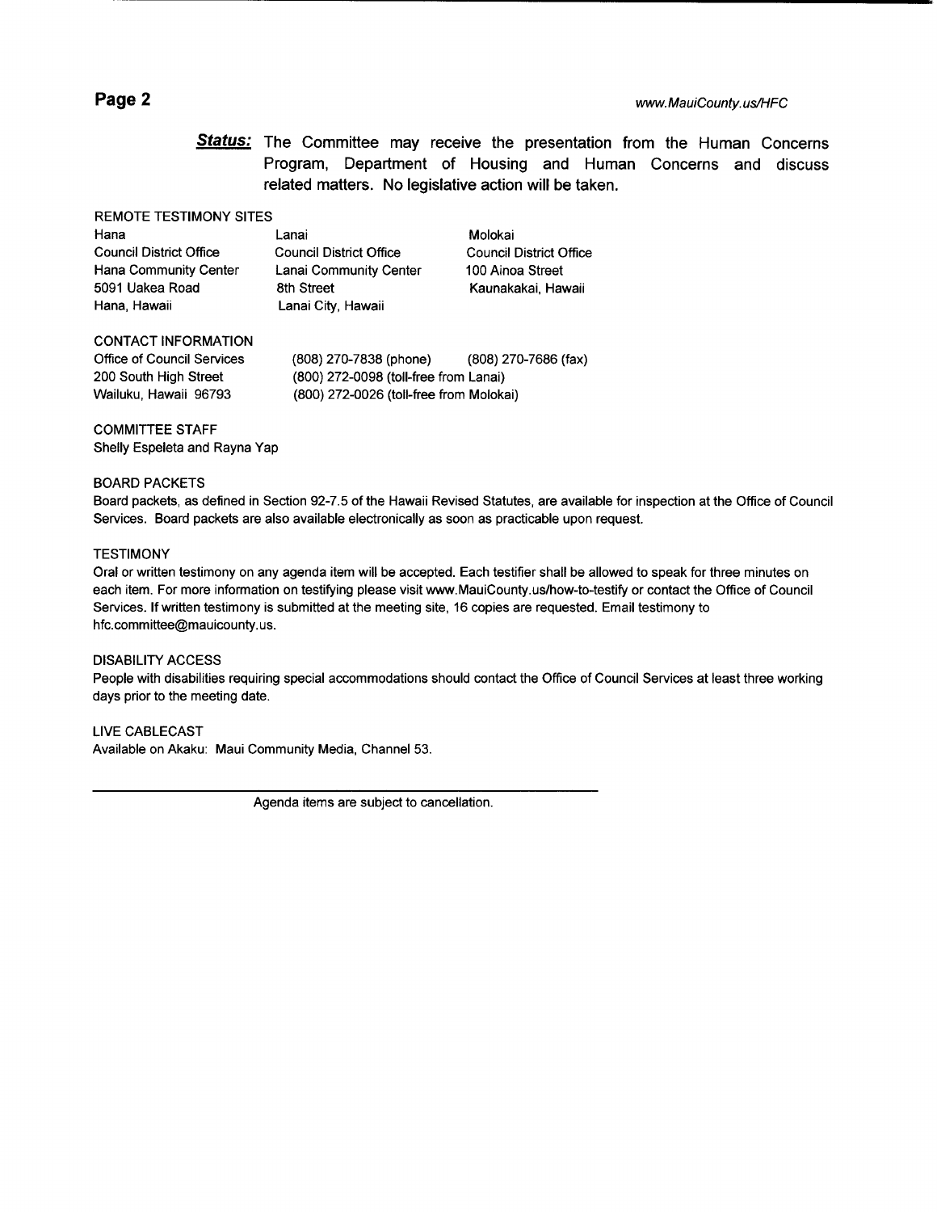**Status:** The Committee may receive the presentation from the Human Concerns Program, Department of Housing and Human Concerns and discuss related matters. No legislative action will be taken.

REMOTE TESTIMONY SITES

| | | |
|---|---|---|
| Hana | Lanai | Molokai |
| Council District Office | Council District Office | Council District Office |
| Hana Community Center | Lanai Community Center | 100 Ainoa Street |
| 5091 Uakea Road | 8th Street | Kaunakakai, Hawaii |
| Hana, Hawaii | Lanai City, Hawaii | |

CONTACT INFORMATION

| | | |
|---|---|---|
| Office of Council Services | (808) 270-7838 (phone) | (808) 270-7686 (fax) |
| 200 South High Street | (800) 272-0098 (toll-free from Lanai) | |
| Wailuku, Hawaii 96793 | (800) 272-0026 (toll-free from Molokai) | |

COMMITTEE STAFF
Shelly Espeleta and Rayna Yap

BOARD PACKETS
Board packets, as defined in Section 92-7.5 of the Hawaii Revised Statutes, are available for inspection at the Office of Council Services. Board packets are also available electronically as soon as practicable upon request.

TESTIMONY
Oral or written testimony on any agenda item will be accepted. Each testifier shall be allowed to speak for three minutes on each item. For more information on testifying please visit www.MauiCounty.us/how-to-testify or contact the Office of Council Services. If written testimony is submitted at the meeting site, 16 copies are requested. Email testimony to hfc.committee@mauicounty.us.

DISABILITY ACCESS
People with disabilities requiring special accommodations should contact the Office of Council Services at least three working days prior to the meeting date.

LIVE CABLECAST
Available on Akaku: Maui Community Media, Channel 53.

---

Agenda items are subject to cancellation.